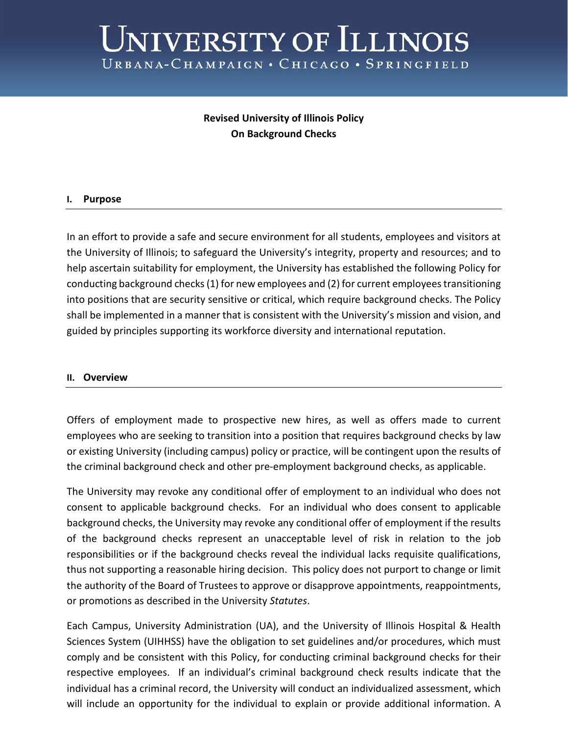# UNIVERSITY OF ILLINOIS

URBANA-CHAMPAIGN • CHICAGO • SPRINGFIELD

**Revised University of Illinois Policy**
**On Background Checks**

## I. Purpose

In an effort to provide a safe and secure environment for all students, employees and visitors at the University of Illinois; to safeguard the University's integrity, property and resources; and to help ascertain suitability for employment, the University has established the following Policy for conducting background checks (1) for new employees and (2) for current employees transitioning into positions that are security sensitive or critical, which require background checks. The Policy shall be implemented in a manner that is consistent with the University's mission and vision, and guided by principles supporting its workforce diversity and international reputation.

## II. Overview

Offers of employment made to prospective new hires, as well as offers made to current employees who are seeking to transition into a position that requires background checks by law or existing University (including campus) policy or practice, will be contingent upon the results of the criminal background check and other pre-employment background checks, as applicable.

The University may revoke any conditional offer of employment to an individual who does not consent to applicable background checks. For an individual who does consent to applicable background checks, the University may revoke any conditional offer of employment if the results of the background checks represent an unacceptable level of risk in relation to the job responsibilities or if the background checks reveal the individual lacks requisite qualifications, thus not supporting a reasonable hiring decision. This policy does not purport to change or limit the authority of the Board of Trustees to approve or disapprove appointments, reappointments, or promotions as described in the University *Statutes*.

Each Campus, University Administration (UA), and the University of Illinois Hospital & Health Sciences System (UIHHSS) have the obligation to set guidelines and/or procedures, which must comply and be consistent with this Policy, for conducting criminal background checks for their respective employees. If an individual's criminal background check results indicate that the individual has a criminal record, the University will conduct an individualized assessment, which will include an opportunity for the individual to explain or provide additional information. A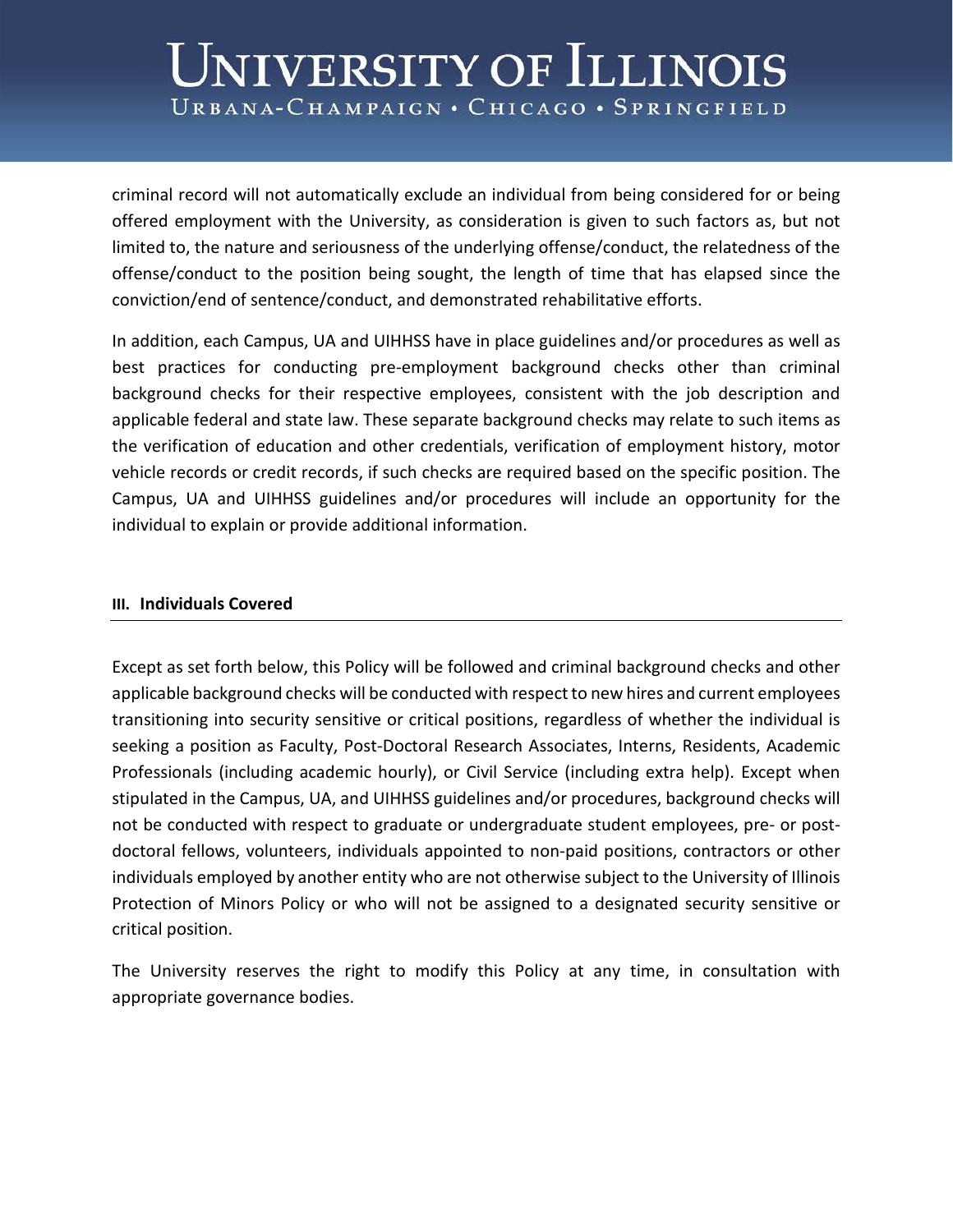criminal record will not automatically exclude an individual from being considered for or being offered employment with the University, as consideration is given to such factors as, but not limited to, the nature and seriousness of the underlying offense/conduct, the relatedness of the offense/conduct to the position being sought, the length of time that has elapsed since the conviction/end of sentence/conduct, and demonstrated rehabilitative efforts.

In addition, each Campus, UA and UIHHSS have in place guidelines and/or procedures as well as best practices for conducting pre-employment background checks other than criminal background checks for their respective employees, consistent with the job description and applicable federal and state law. These separate background checks may relate to such items as the verification of education and other credentials, verification of employment history, motor vehicle records or credit records, if such checks are required based on the specific position. The Campus, UA and UIHHSS guidelines and/or procedures will include an opportunity for the individual to explain or provide additional information.

## III. Individuals Covered

Except as set forth below, this Policy will be followed and criminal background checks and other applicable background checks will be conducted with respect to new hires and current employees transitioning into security sensitive or critical positions, regardless of whether the individual is seeking a position as Faculty, Post-Doctoral Research Associates, Interns, Residents, Academic Professionals (including academic hourly), or Civil Service (including extra help). Except when stipulated in the Campus, UA, and UIHHSS guidelines and/or procedures, background checks will not be conducted with respect to graduate or undergraduate student employees, pre- or post-doctoral fellows, volunteers, individuals appointed to non-paid positions, contractors or other individuals employed by another entity who are not otherwise subject to the University of Illinois Protection of Minors Policy or who will not be assigned to a designated security sensitive or critical position.

The University reserves the right to modify this Policy at any time, in consultation with appropriate governance bodies.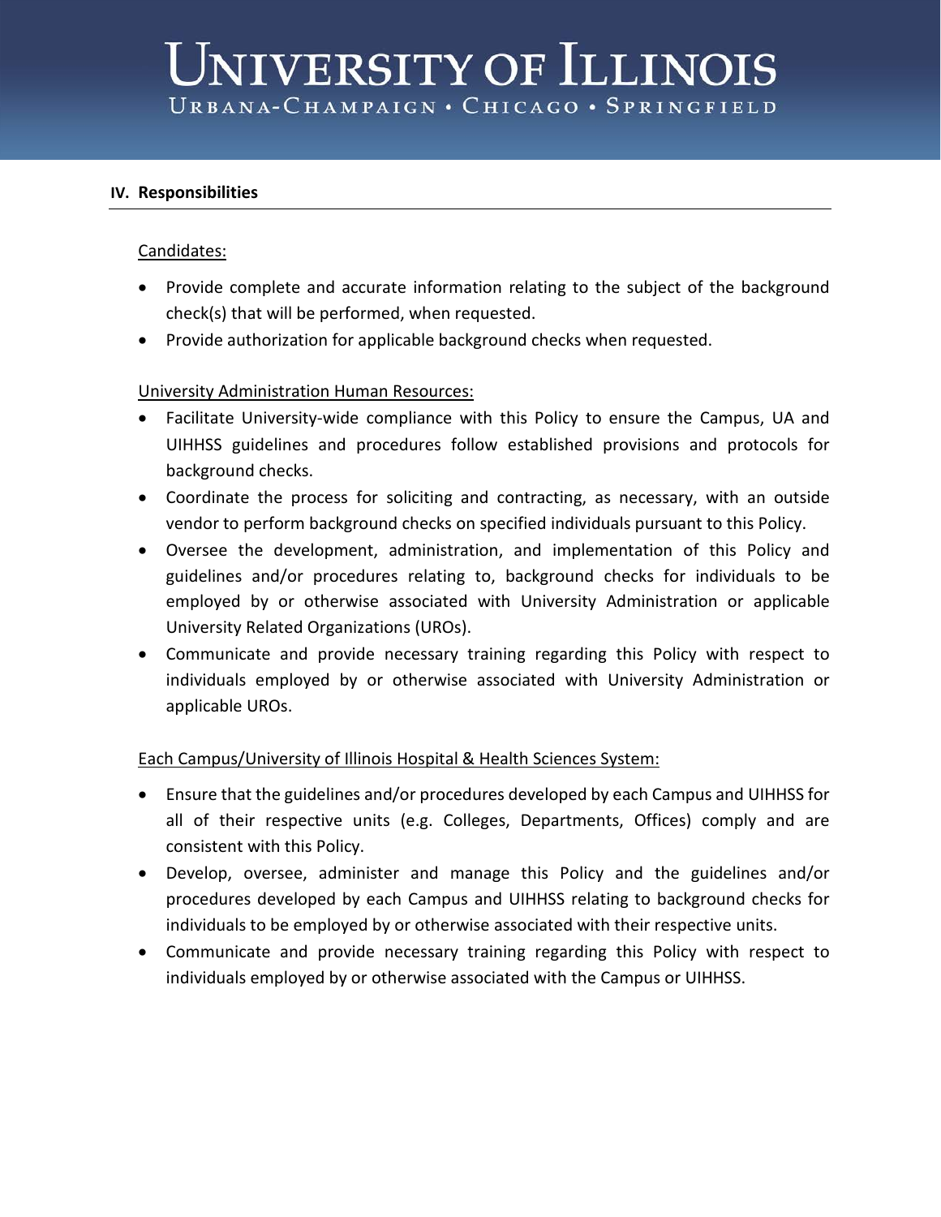## IV. Responsibilities

Candidates:

- Provide complete and accurate information relating to the subject of the background check(s) that will be performed, when requested.
- Provide authorization for applicable background checks when requested.

University Administration Human Resources:

- Facilitate University-wide compliance with this Policy to ensure the Campus, UA and UIHHSS guidelines and procedures follow established provisions and protocols for background checks.
- Coordinate the process for soliciting and contracting, as necessary, with an outside vendor to perform background checks on specified individuals pursuant to this Policy.
- Oversee the development, administration, and implementation of this Policy and guidelines and/or procedures relating to, background checks for individuals to be employed by or otherwise associated with University Administration or applicable University Related Organizations (UROs).
- Communicate and provide necessary training regarding this Policy with respect to individuals employed by or otherwise associated with University Administration or applicable UROs.

Each Campus/University of Illinois Hospital & Health Sciences System:

- Ensure that the guidelines and/or procedures developed by each Campus and UIHHSS for all of their respective units (e.g. Colleges, Departments, Offices) comply and are consistent with this Policy.
- Develop, oversee, administer and manage this Policy and the guidelines and/or procedures developed by each Campus and UIHHSS relating to background checks for individuals to be employed by or otherwise associated with their respective units.
- Communicate and provide necessary training regarding this Policy with respect to individuals employed by or otherwise associated with the Campus or UIHHSS.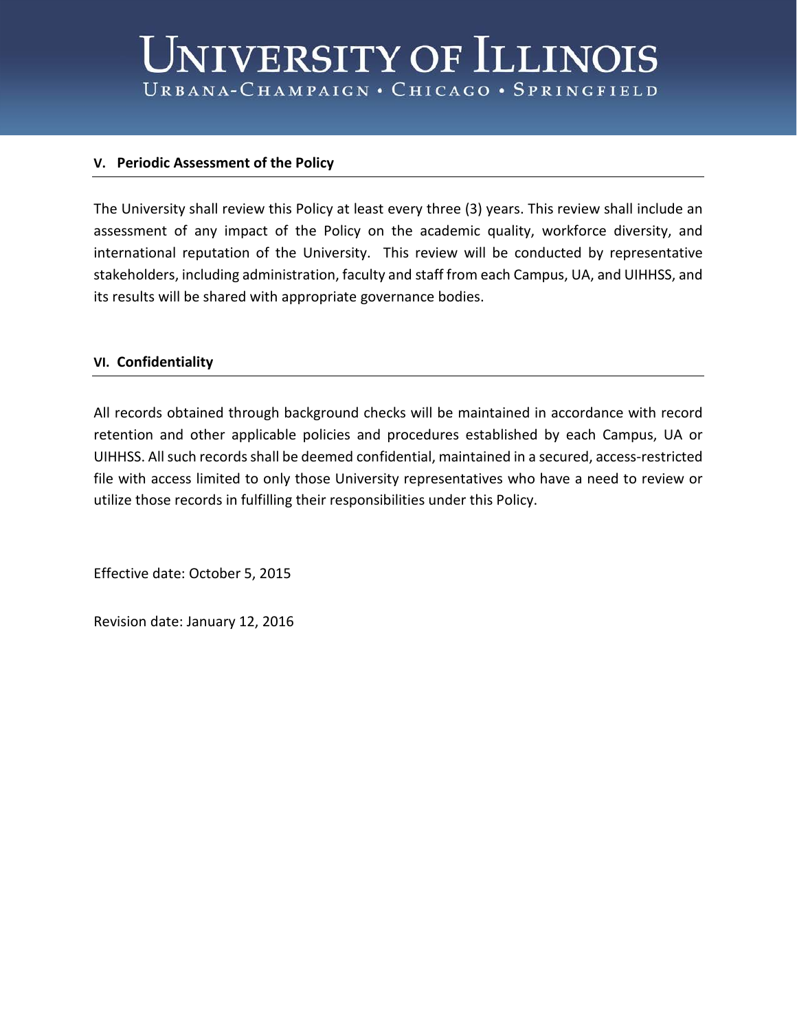## V. Periodic Assessment of the Policy

The University shall review this Policy at least every three (3) years. This review shall include an assessment of any impact of the Policy on the academic quality, workforce diversity, and international reputation of the University. This review will be conducted by representative stakeholders, including administration, faculty and staff from each Campus, UA, and UIHHSS, and its results will be shared with appropriate governance bodies.

## VI. Confidentiality

All records obtained through background checks will be maintained in accordance with record retention and other applicable policies and procedures established by each Campus, UA or UIHHSS. All such records shall be deemed confidential, maintained in a secured, access-restricted file with access limited to only those University representatives who have a need to review or utilize those records in fulfilling their responsibilities under this Policy.

Effective date: October 5, 2015

Revision date: January 12, 2016